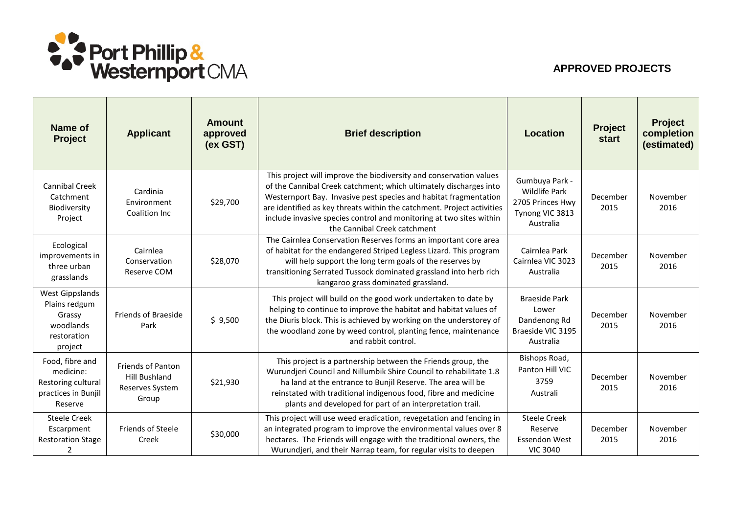Port Phillip & Westernport CMA

## APPROVED PROJECTS

| Name of Project | Applicant | Amount approved (ex GST) | Brief description | Location | Project start | Project completion (estimated) |
|---|---|---|---|---|---|---|
| Cannibal Creek Catchment Biodiversity Project | Cardinia Environment Coalition Inc | $29,700 | This project will improve the biodiversity and conservation values of the Cannibal Creek catchment; which ultimately discharges into Westernport Bay. Invasive pest species and habitat fragmentation are identified as key threats within the catchment. Project activities include invasive species control and monitoring at two sites within the Cannibal Creek catchment | Gumbuya Park - Wildlife Park 2705 Princes Hwy Tynong VIC 3813 Australia | December 2015 | November 2016 |
| Ecological improvements in three urban grasslands | Cairnlea Conservation Reserve COM | $28,070 | The Cairnlea Conservation Reserves forms an important core area of habitat for the endangered Striped Legless Lizard. This program will help support the long term goals of the reserves by transitioning Serrated Tussock dominated grassland into herb rich kangaroo grass dominated grassland. | Cairnlea Park Cairnlea VIC 3023 Australia | December 2015 | November 2016 |
| West Gippslands Plains redgum Grassy woodlands restoration project | Friends of Braeside Park | $ 9,500 | This project will build on the good work undertaken to date by helping to continue to improve the habitat and habitat values of the Diuris block. This is achieved by working on the understorey of the woodland zone by weed control, planting fence, maintenance and rabbit control. | Braeside Park Lower Dandenong Rd Braeside VIC 3195 Australia | December 2015 | November 2016 |
| Food, fibre and medicine: Restoring cultural practices in Bunjil Reserve | Friends of Panton Hill Bushland Reserves System Group | $21,930 | This project is a partnership between the Friends group, the Wurundjeri Council and Nillumbik Shire Council to rehabilitate 1.8 ha land at the entrance to Bunjil Reserve. The area will be reinstated with traditional indigenous food, fibre and medicine plants and developed for part of an interpretation trail. | Bishops Road, Panton Hill VIC 3759 Australi | December 2015 | November 2016 |
| Steele Creek Escarpment Restoration Stage 2 | Friends of Steele Creek | $30,000 | This project will use weed eradication, revegetation and fencing in an integrated program to improve the environmental values over 8 hectares. The Friends will engage with the traditional owners, the Wurundjeri, and their Narrap team, for regular visits to deepen | Steele Creek Reserve Essendon West VIC 3040 | December 2015 | November 2016 |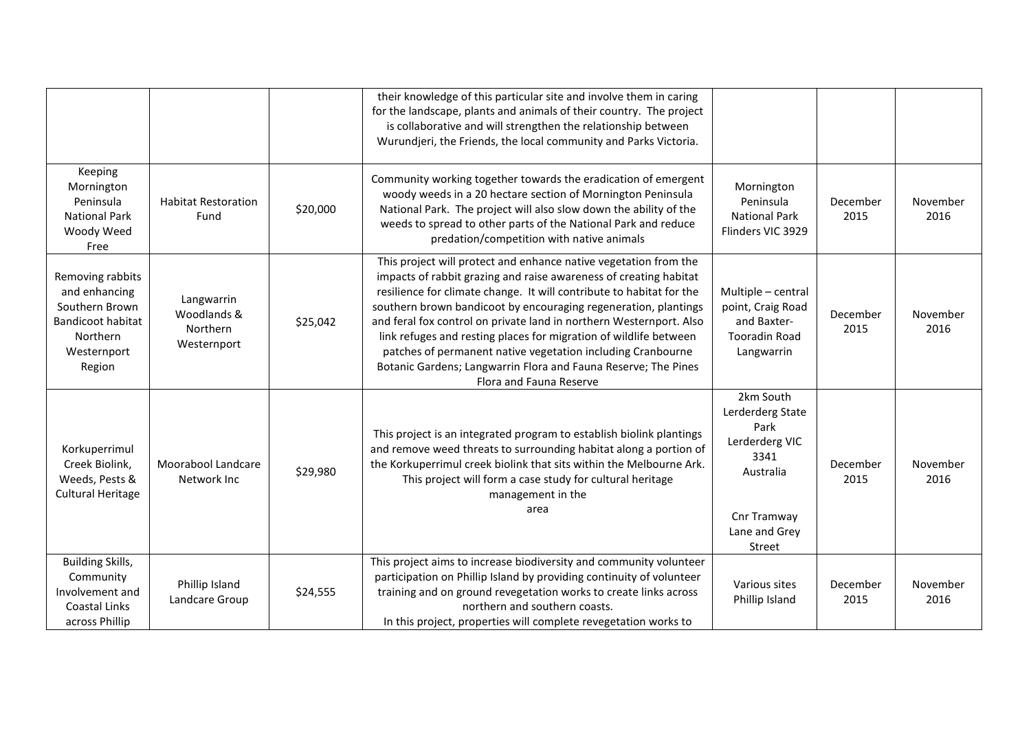| | | | | | | |
|---|---|---|---|---|---|---|
| | | | their knowledge of this particular site and involve them in caring for the landscape, plants and animals of their country. The project is collaborative and will strengthen the relationship between Wurundjeri, the Friends, the local community and Parks Victoria. | | | |
| Keeping Mornington Peninsula National Park Woody Weed Free | Habitat Restoration Fund | $20,000 | Community working together towards the eradication of emergent woody weeds in a 20 hectare section of Mornington Peninsula National Park. The project will also slow down the ability of the weeds to spread to other parts of the National Park and reduce predation/competition with native animals | Mornington Peninsula National Park Flinders VIC 3929 | December 2015 | November 2016 |
| Removing rabbits and enhancing Southern Brown Bandicoot habitat Northern Westernport Region | Langwarrin Woodlands & Northern Westernport | $25,042 | This project will protect and enhance native vegetation from the impacts of rabbit grazing and raise awareness of creating habitat resilience for climate change. It will contribute to habitat for the southern brown bandicoot by encouraging regeneration, plantings and feral fox control on private land in northern Westernport. Also link refuges and resting places for migration of wildlife between patches of permanent native vegetation including Cranbourne Botanic Gardens; Langwarrin Flora and Fauna Reserve; The Pines Flora and Fauna Reserve | Multiple – central point, Craig Road and Baxter-Tooradin Road Langwarrin | December 2015 | November 2016 |
| Korkuperrimul Creek Biolink, Weeds, Pests & Cultural Heritage | Moorabool Landcare Network Inc | $29,980 | This project is an integrated program to establish biolink plantings and remove weed threats to surrounding habitat along a portion of the Korkuperrimul creek biolink that sits within the Melbourne Ark. This project will form a case study for cultural heritage management in the area | 2km South Lerderderg State Park Lerderderg VIC 3341 Australia<br><br>Cnr Tramway Lane and Grey Street | December 2015 | November 2016 |
| Building Skills, Community Involvement and Coastal Links across Phillip | Phillip Island Landcare Group | $24,555 | This project aims to increase biodiversity and community volunteer participation on Phillip Island by providing continuity of volunteer training and on ground revegetation works to create links across northern and southern coasts.<br>In this project, properties will complete revegetation works to | Various sites Phillip Island | December 2015 | November 2016 |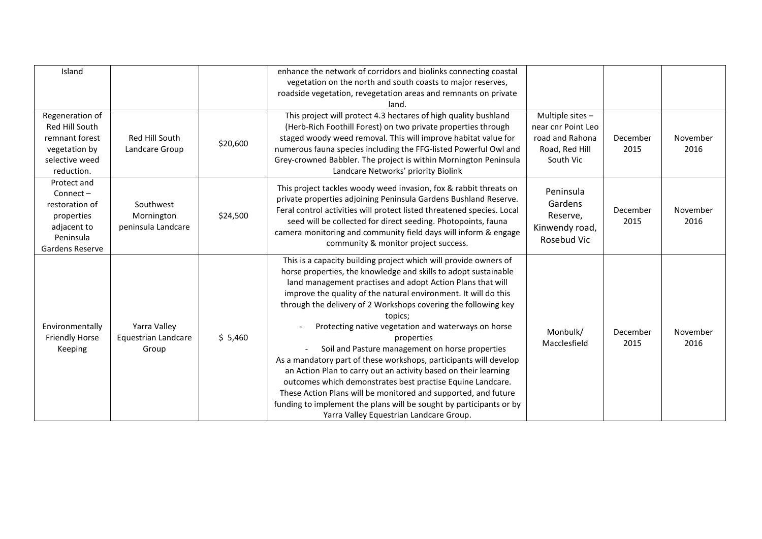| | | | | | | |
|---|---|---|---|---|---|---|
| Island | | | enhance the network of corridors and biolinks connecting coastal vegetation on the north and south coasts to major reserves, roadside vegetation, revegetation areas and remnants on private land. | | | |
| Regeneration of Red Hill South remnant forest vegetation by selective weed reduction. | Red Hill South Landcare Group | $20,600 | This project will protect 4.3 hectares of high quality bushland (Herb-Rich Foothill Forest) on two private properties through staged woody weed removal. This will improve habitat value for numerous fauna species including the FFG-listed Powerful Owl and Grey-crowned Babbler. The project is within Mornington Peninsula Landcare Networks' priority Biolink | Multiple sites – near cnr Point Leo road and Rahona Road, Red Hill South Vic | December 2015 | November 2016 |
| Protect and Connect – restoration of properties adjacent to Peninsula Gardens Reserve | Southwest Mornington peninsula Landcare | $24,500 | This project tackles woody weed invasion, fox & rabbit threats on private properties adjoining Peninsula Gardens Bushland Reserve. Feral control activities will protect listed threatened species. Local seed will be collected for direct seeding. Photopoints, fauna camera monitoring and community field days will inform & engage community & monitor project success. | Peninsula Gardens Reserve, Kinwendy road, Rosebud Vic | December 2015 | November 2016 |
| Environmentally Friendly Horse Keeping | Yarra Valley Equestrian Landcare Group | $ 5,460 | This is a capacity building project which will provide owners of horse properties, the knowledge and skills to adopt sustainable land management practises and adopt Action Plans that will improve the quality of the natural environment. It will do this through the delivery of 2 Workshops covering the following key topics;<br>- Protecting native vegetation and waterways on horse properties<br>- Soil and Pasture management on horse properties<br>As a mandatory part of these workshops, participants will develop an Action Plan to carry out an activity based on their learning outcomes which demonstrates best practise Equine Landcare. These Action Plans will be monitored and supported, and future funding to implement the plans will be sought by participants or by Yarra Valley Equestrian Landcare Group. | Monbulk/ Macclesfield | December 2015 | November 2016 |